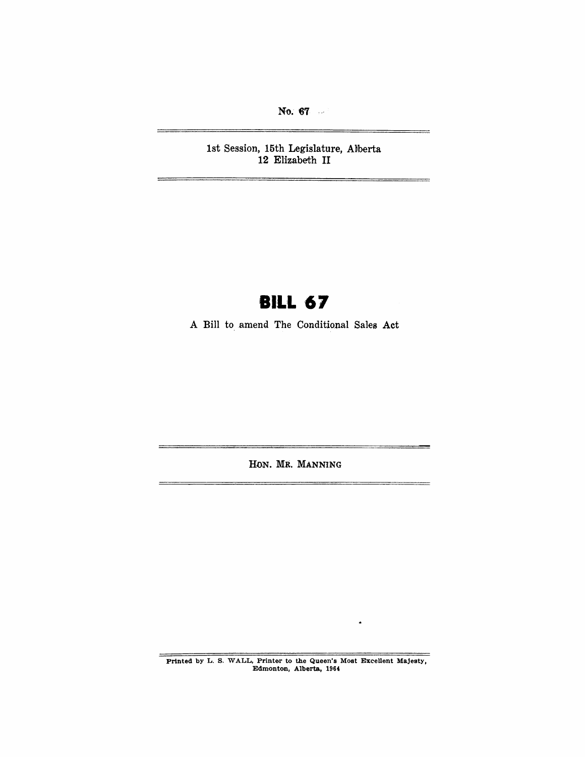No. 67

1st Session, 15th Legislature, Alberta
12 Elizabeth II

# BILL 67

A Bill to amend The Conditional Sales Act

HON. MR. MANNING

Printed by L. S. WALL, Printer to the Queen's Most Excellent Majesty, Edmonton, Alberta, 1964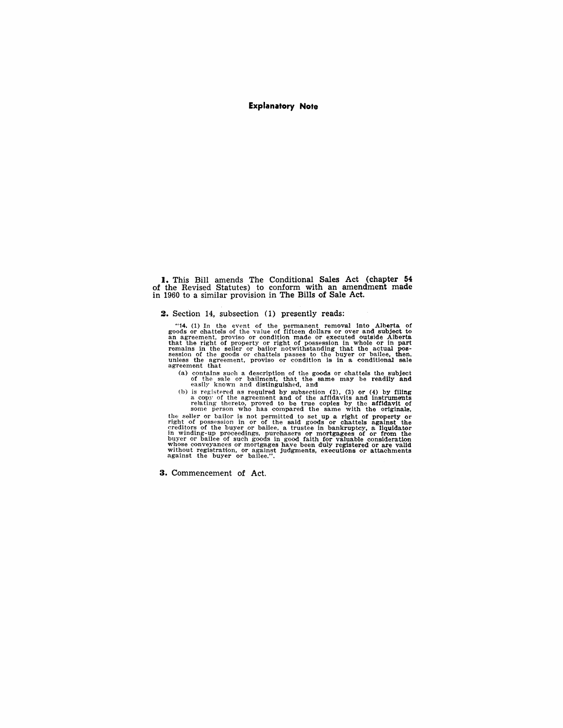## Explanatory Note

**1.** This Bill amends The Conditional Sales Act (chapter 54 of the Revised Statutes) to conform with an amendment made in 1960 to a similar provision in The Bills of Sale Act.

**2.** Section 14, subsection (1) presently reads:

"14. (1) In the event of the permanent removal into Alberta of goods or chattels of the value of fifteen dollars or over and subject to an agreement, proviso or condition made or executed outside Alberta that the right of property or right of possession in whole or in part remains in the seller or bailor notwithstanding that the actual possession of the goods or chattels passes to the buyer or bailee, then, unless the agreement, proviso or condition is in a conditional sale agreement that

(a) contains such a description of the goods or chattels the subject of the sale or bailment, that the same may be readily and easily known and distinguished, and

(b) is registered as required by subsection (2), (3) or (4) by filing a copy of the agreement and of the affidavits and instruments relating thereto, proved to be true copies by the affidavit of some person who has compared the same with the originals,

the seller or bailor is not permitted to set up a right of property or right of possession in or of the said goods or chattels against the creditors of the buyer or bailee, a trustee in bankruptcy, a liquidator in winding-up proceedings, purchasers or mortgagees of or from the buyer or bailee of such goods in good faith for valuable consideration whose conveyances or mortgages have been duly registered or are valid without registration, or against judgments, executions or attachments against the buyer or bailee.".

**3.** Commencement of Act.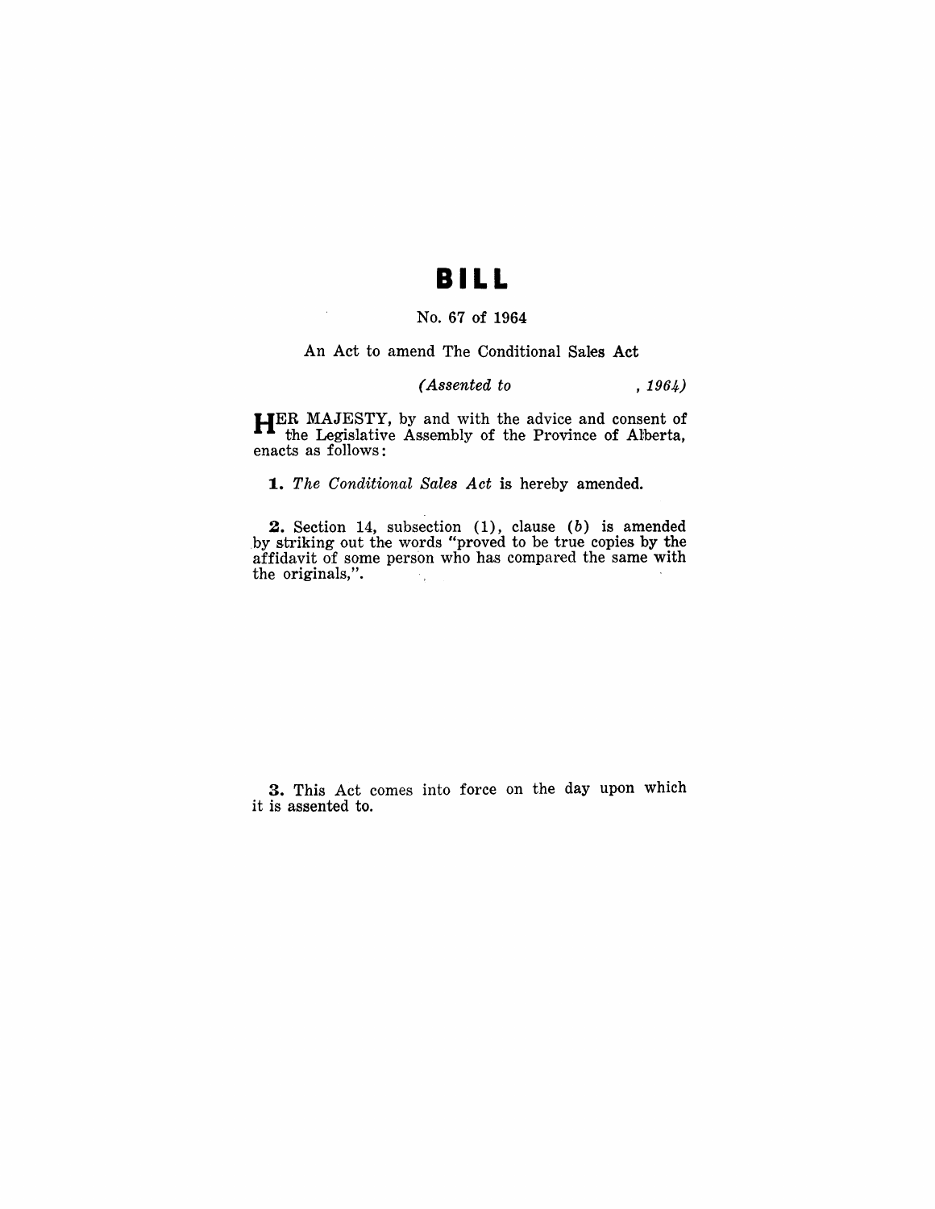# BILL

No. 67 of 1964

An Act to amend The Conditional Sales Act

*(Assented to , 1964)*

HER MAJESTY, by and with the advice and consent of the Legislative Assembly of the Province of Alberta, enacts as follows:

**1.** *The Conditional Sales Act* is hereby amended.

**2.** Section 14, subsection (1), clause (*b*) is amended by striking out the words "proved to be true copies by the affidavit of some person who has compared the same with the originals,".

**3.** This Act comes into force on the day upon which it is assented to.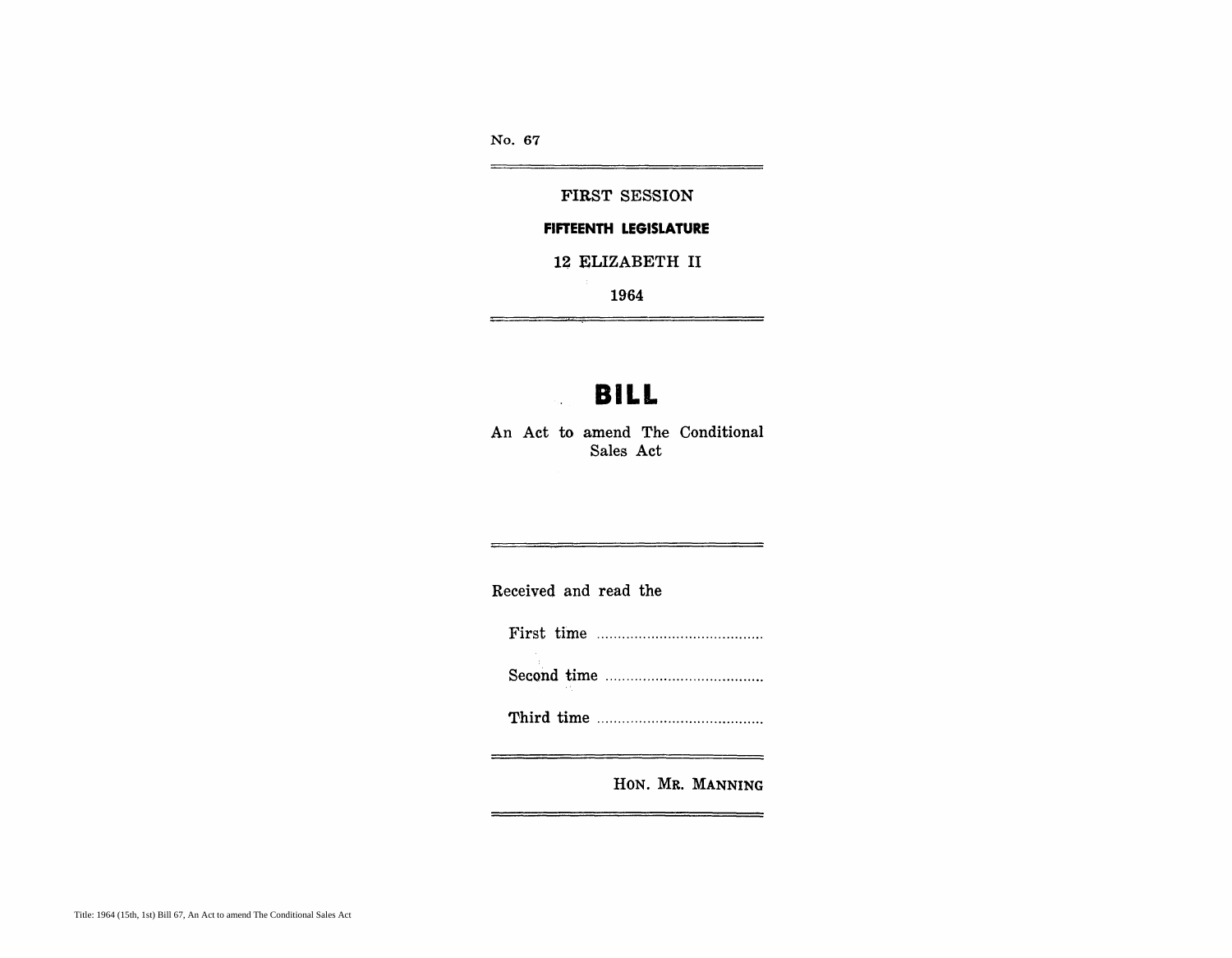No. 67

FIRST SESSION

**FIFTEENTH LEGISLATURE**

12 ELIZABETH II

1964

# BILL

An Act to amend The Conditional Sales Act

Received and read the

First time ........................................

Second time ......................................

Third time ........................................

HON. MR. MANNING

Title: 1964 (15th, 1st) Bill 67, An Act to amend The Conditional Sales Act